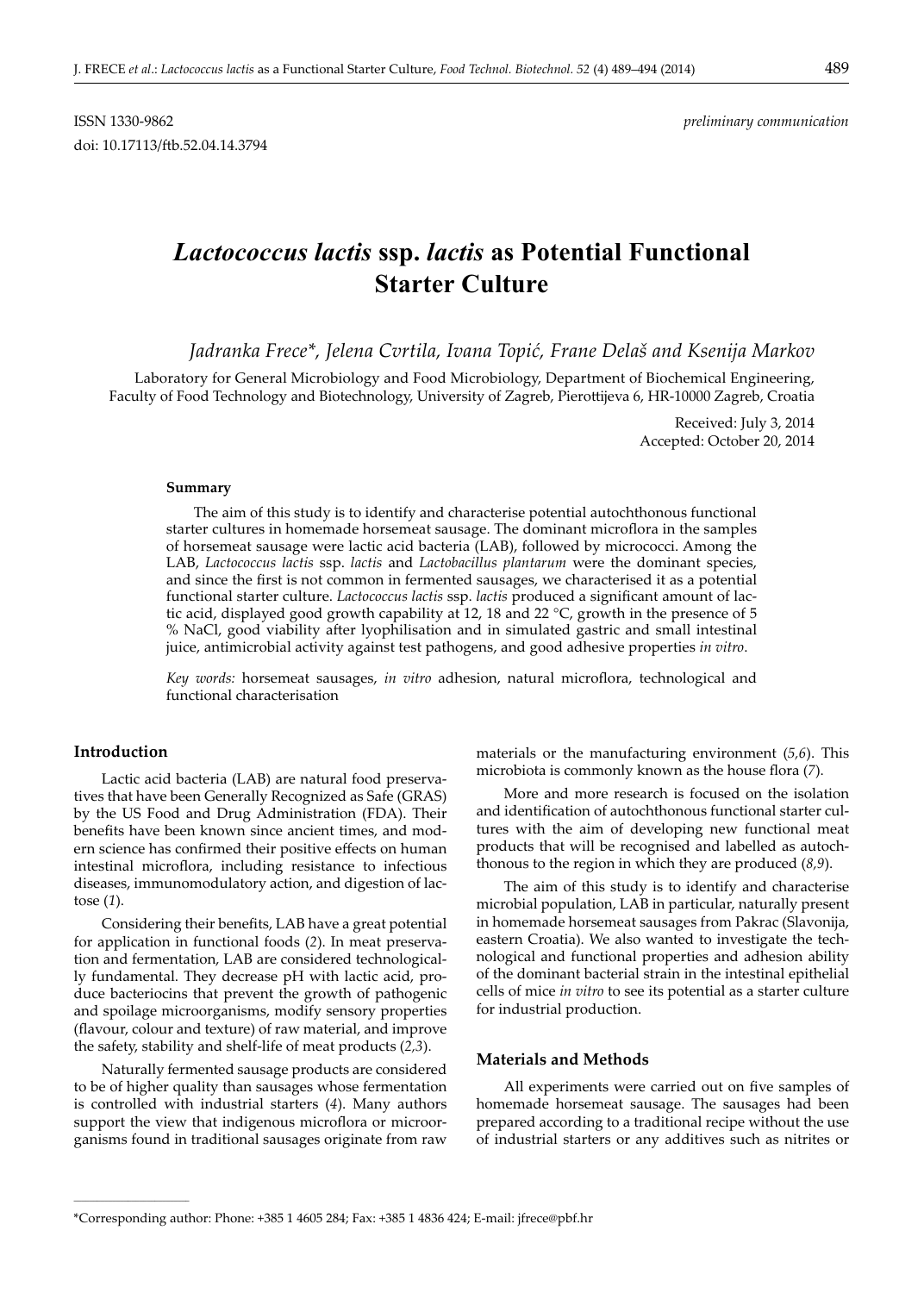ISSN 1330-9862 *preliminary communication*

doi: 10.17113/ftb.52.04.14.3794

# *Lactococcus lactis* ssp. *lactis* as Potential Functional Starter Culture

*Jadranka Frece\*, Jelena Cvrtila, Ivana Topić, Frane Delaš and Ksenija Markov*

Laboratory for General Microbiology and Food Microbiology, Department of Biochemical Engineering, Faculty of Food Technology and Biotechnology, University of Zagreb, Pierottijeva 6, HR-10000 Zagreb, Croatia

Received: July 3, 2014
Accepted: October 20, 2014

#### Summary

The aim of this study is to identify and characterise potential autochthonous functional starter cultures in homemade horsemeat sausage. The dominant microflora in the samples of horsemeat sausage were lactic acid bacteria (LAB), followed by micrococci. Among the LAB, *Lactococcus lactis* ssp. *lactis* and *Lactobacillus plantarum* were the dominant species, and since the first is not common in fermented sausages, we characterised it as a potential functional starter culture. *Lactococcus lactis* ssp. *lactis* produced a significant amount of lactic acid, displayed good growth capability at 12, 18 and 22 °C, growth in the presence of 5 % NaCl, good viability after lyophilisation and in simulated gastric and small intestinal juice, antimicrobial activity against test pathogens, and good adhesive properties *in vitro*.

*Key words:* horsemeat sausages, *in vitro* adhesion, natural microflora, technological and functional characterisation

## Introduction

Lactic acid bacteria (LAB) are natural food preservatives that have been Generally Recognized as Safe (GRAS) by the US Food and Drug Administration (FDA). Their benefits have been known since ancient times, and modern science has confirmed their positive effects on human intestinal microflora, including resistance to infectious diseases, immunomodulatory action, and digestion of lactose (*1*).

Considering their benefits, LAB have a great potential for application in functional foods (*2*). In meat preservation and fermentation, LAB are considered technologically fundamental. They decrease pH with lactic acid, produce bacteriocins that prevent the growth of pathogenic and spoilage microorganisms, modify sensory properties (flavour, colour and texture) of raw material, and improve the safety, stability and shelf-life of meat products (*2,3*).

Naturally fermented sausage products are considered to be of higher quality than sausages whose fermentation is controlled with industrial starters (*4*). Many authors support the view that indigenous microflora or microorganisms found in traditional sausages originate from raw materials or the manufacturing environment (*5,6*). This microbiota is commonly known as the house flora (*7*).

More and more research is focused on the isolation and identification of autochthonous functional starter cultures with the aim of developing new functional meat products that will be recognised and labelled as autochthonous to the region in which they are produced (*8,9*).

The aim of this study is to identify and characterise microbial population, LAB in particular, naturally present in homemade horsemeat sausages from Pakrac (Slavonija, eastern Croatia). We also wanted to investigate the technological and functional properties and adhesion ability of the dominant bacterial strain in the intestinal epithelial cells of mice *in vitro* to see its potential as a starter culture for industrial production.

## Materials and Methods

All experiments were carried out on five samples of homemade horsemeat sausage. The sausages had been prepared according to a traditional recipe without the use of industrial starters or any additives such as nitrites or

\*Corresponding author: Phone: +385 1 4605 284; Fax: +385 1 4836 424; E-mail: jfrece@pbf.hr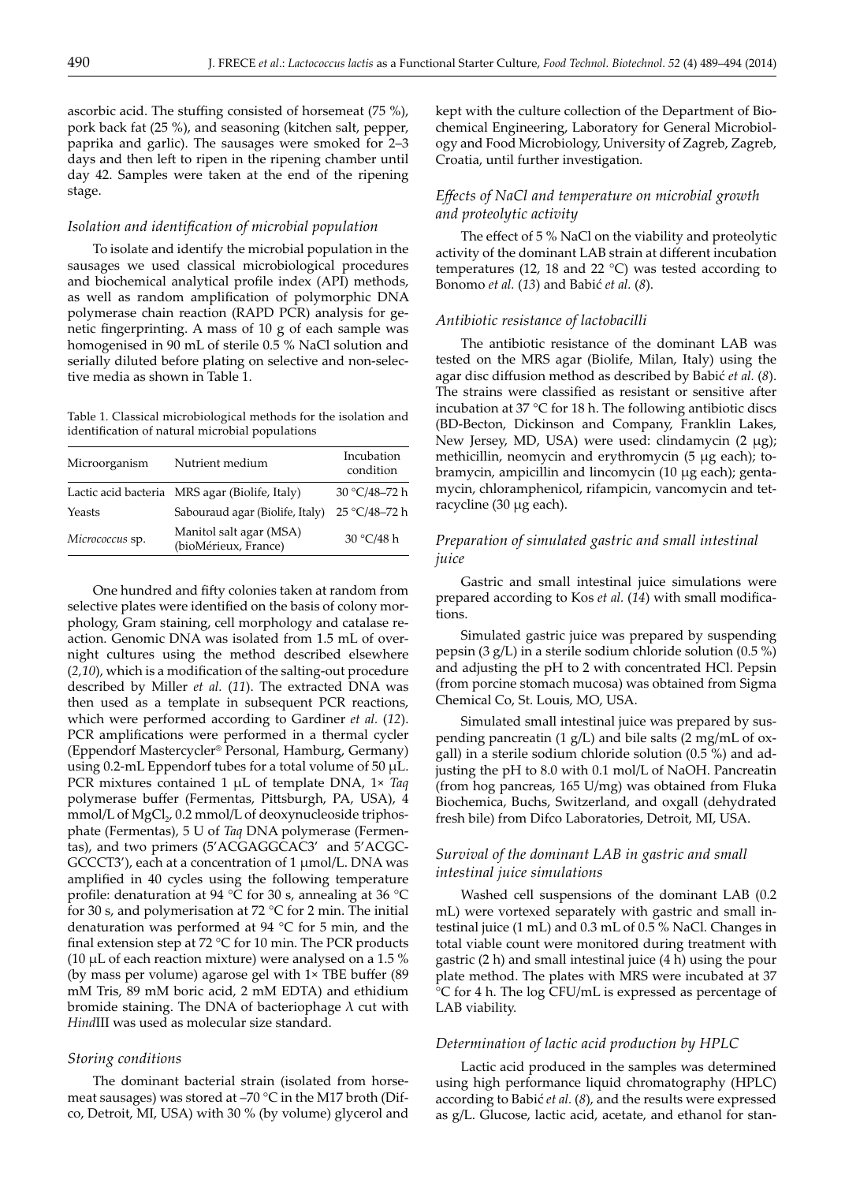ascorbic acid. The stuffing consisted of horsemeat (75 %), pork back fat (25 %), and seasoning (kitchen salt, pepper, paprika and garlic). The sausages were smoked for 2–3 days and then left to ripen in the ripening chamber until day 42. Samples were taken at the end of the ripening stage.

### *Isolation and identification of microbial population*

To isolate and identify the microbial population in the sausages we used classical microbiological procedures and biochemical analytical profile index (API) methods, as well as random amplification of polymorphic DNA polymerase chain reaction (RAPD PCR) analysis for genetic fingerprinting. A mass of 10 g of each sample was homogenised in 90 mL of sterile 0.5 % NaCl solution and serially diluted before plating on selective and non-selective media as shown in Table 1.

Table 1. Classical microbiological methods for the isolation and identification of natural microbial populations

| Microorganism | Nutrient medium | Incubation condition |
|---|---|---|
| Lactic acid bacteria | MRS agar (Biolife, Italy) | 30 °C/48–72 h |
| Yeasts | Sabouraud agar (Biolife, Italy) | 25 °C/48–72 h |
| *Micrococcus* sp. | Manitol salt agar (MSA) (bioMérieux, France) | 30 °C/48 h |

One hundred and fifty colonies taken at random from selective plates were identified on the basis of colony morphology, Gram staining, cell morphology and catalase reaction. Genomic DNA was isolated from 1.5 mL of overnight cultures using the method described elsewhere (*2,10*), which is a modification of the salting-out procedure described by Miller *et al.* (*11*). The extracted DNA was then used as a template in subsequent PCR reactions, which were performed according to Gardiner *et al.* (*12*). PCR amplifications were performed in a thermal cycler (Eppendorf Mastercycler® Personal, Hamburg, Germany) using 0.2-mL Eppendorf tubes for a total volume of 50 μL. PCR mixtures contained 1 μL of template DNA, 1× *Taq* polymerase buffer (Fermentas, Pittsburgh, PA, USA), 4 mmol/L of $MgCl_2$, 0.2 mmol/L of deoxynucleoside triphosphate (Fermentas), 5 U of *Taq* DNA polymerase (Fermentas), and two primers (5'ACGAGGCAC3' and 5'ACGCGCCCT3'), each at a concentration of 1 μmol/L. DNA was amplified in 40 cycles using the following temperature profile: denaturation at 94 °C for 30 s, annealing at 36 °C for 30 s, and polymerisation at 72 °C for 2 min. The initial denaturation was performed at 94 °C for 5 min, and the final extension step at 72 °C for 10 min. The PCR products (10 μL of each reaction mixture) were analysed on a 1.5 % (by mass per volume) agarose gel with 1× TBE buffer (89 mM Tris, 89 mM boric acid, 2 mM EDTA) and ethidium bromide staining. The DNA of bacteriophage λ cut with *Hind*III was used as molecular size standard.

### *Storing conditions*

The dominant bacterial strain (isolated from horsemeat sausages) was stored at –70 °C in the M17 broth (Difco, Detroit, MI, USA) with 30 % (by volume) glycerol and kept with the culture collection of the Department of Biochemical Engineering, Laboratory for General Microbiology and Food Microbiology, University of Zagreb, Zagreb, Croatia, until further investigation.

### *Effects of NaCl and temperature on microbial growth and proteolytic activity*

The effect of 5 % NaCl on the viability and proteolytic activity of the dominant LAB strain at different incubation temperatures (12, 18 and 22 °C) was tested according to Bonomo *et al.* (*13*) and Babić *et al.* (*8*).

### *Antibiotic resistance of lactobacilli*

The antibiotic resistance of the dominant LAB was tested on the MRS agar (Biolife, Milan, Italy) using the agar disc diffusion method as described by Babić *et al.* (*8*). The strains were classified as resistant or sensitive after incubation at 37 °C for 18 h. The following antibiotic discs (BD-Becton, Dickinson and Company, Franklin Lakes, New Jersey, MD, USA) were used: clindamycin (2 μg); methicillin, neomycin and erythromycin (5 μg each); tobramycin, ampicillin and lincomycin (10 μg each); gentamycin, chloramphenicol, rifampicin, vancomycin and tetracycline (30 μg each).

### *Preparation of simulated gastric and small intestinal juice*

Gastric and small intestinal juice simulations were prepared according to Kos *et al.* (*14*) with small modifications.

Simulated gastric juice was prepared by suspending pepsin (3 g/L) in a sterile sodium chloride solution (0.5 %) and adjusting the pH to 2 with concentrated HCl. Pepsin (from porcine stomach mucosa) was obtained from Sigma Chemical Co, St. Louis, MO, USA.

Simulated small intestinal juice was prepared by suspending pancreatin (1 g/L) and bile salts (2 mg/mL of oxgall) in a sterile sodium chloride solution (0.5 %) and adjusting the pH to 8.0 with 0.1 mol/L of NaOH. Pancreatin (from hog pancreas, 165 U/mg) was obtained from Fluka Biochemica, Buchs, Switzerland, and oxgall (dehydrated fresh bile) from Difco Laboratories, Detroit, MI, USA.

### *Survival of the dominant LAB in gastric and small intestinal juice simulations*

Washed cell suspensions of the dominant LAB (0.2 mL) were vortexed separately with gastric and small intestinal juice (1 mL) and 0.3 mL of 0.5 % NaCl. Changes in total viable count were monitored during treatment with gastric (2 h) and small intestinal juice (4 h) using the pour plate method. The plates with MRS were incubated at 37 °C for 4 h. The log CFU/mL is expressed as percentage of LAB viability.

### *Determination of lactic acid production by HPLC*

Lactic acid produced in the samples was determined using high performance liquid chromatography (HPLC) according to Babić *et al.* (*8*), and the results were expressed as g/L. Glucose, lactic acid, acetate, and ethanol for stan-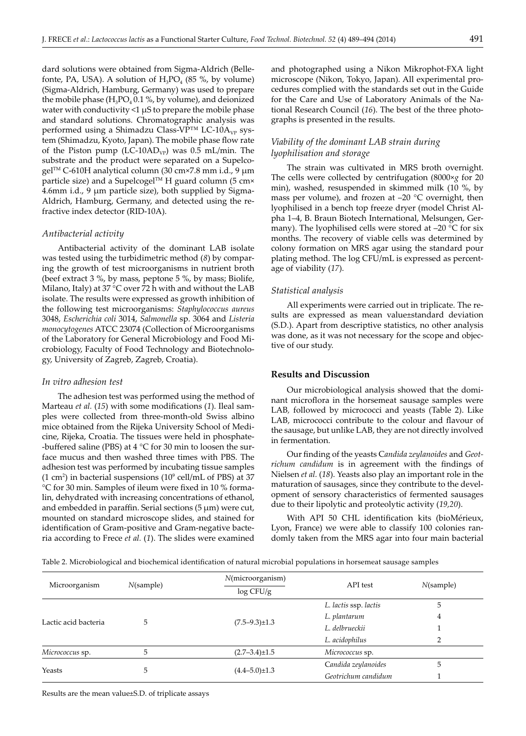dard solutions were obtained from Sigma-Aldrich (Bellefonte, PA, USA). A solution of $H_3PO_4$ (85 %, by volume) (Sigma-Aldrich, Hamburg, Germany) was used to prepare the mobile phase ($H_3PO_4$ 0.1 %, by volume), and deionized water with conductivity <1 μS to prepare the mobile phase and standard solutions. Chromatographic analysis was performed using a Shimadzu Class-VP™ LC-10A$_{VP}$ system (Shimadzu, Kyoto, Japan). The mobile phase flow rate of the Piston pump (LC-10AD$_{VP}$) was 0.5 mL/min. The substrate and the product were separated on a Supelcogel™ C-610H analytical column (30 cm×7.8 mm i.d., 9 μm particle size) and a Supelcogel™ H guard column (5 cm× 4.6mm i.d., 9 μm particle size), both supplied by Sigma-Aldrich, Hamburg, Germany, and detected using the refractive index detector (RID-10A).

### *Antibacterial activity*

Antibacterial activity of the dominant LAB isolate was tested using the turbidimetric method (*8*) by comparing the growth of test microorganisms in nutrient broth (beef extract 3 %, by mass, peptone 5 %, by mass; Biolife, Milano, Italy) at 37 °C over 72 h with and without the LAB isolate. The results were expressed as growth inhibition of the following test microorganisms: *Staphylococcus aureus* 3048, *Escherichia coli* 3014, *Salmonella* sp. 3064 and *Listeria monocytogenes* ATCC 23074 (Collection of Microorganisms of the Laboratory for General Microbiology and Food Microbiology, Faculty of Food Technology and Biotechnology, University of Zagreb, Zagreb, Croatia).

### *In vitro adhesion test*

The adhesion test was performed using the method of Marteau *et al.* (*15*) with some modifications (*1*). Ileal samples were collected from three-month-old Swiss albino mice obtained from the Rijeka University School of Medicine, Rijeka, Croatia. The tissues were held in phosphate-buffered saline (PBS) at 4 °C for 30 min to loosen the surface mucus and then washed three times with PBS. The adhesion test was performed by incubating tissue samples (1 $cm^2$) in bacterial suspensions ($10^9$ cell/mL of PBS) at 37 °C for 30 min. Samples of ileum were fixed in 10 % formalin, dehydrated with increasing concentrations of ethanol, and embedded in paraffin. Serial sections (5 μm) were cut, mounted on standard microscope slides, and stained for identification of Gram-positive and Gram-negative bacteria according to Frece *et al.* (*1*). The slides were examined and photographed using a Nikon Mikrophot-FXA light microscope (Nikon, Tokyo, Japan). All experimental procedures complied with the standards set out in the Guide for the Care and Use of Laboratory Animals of the National Research Council (*16*). The best of the three photographs is presented in the results.

### *Viability of the dominant LAB strain during lyophilisation and storage*

The strain was cultivated in MRS broth overnight. The cells were collected by centrifugation (8000×*g* for 20 min), washed, resuspended in skimmed milk (10 %, by mass per volume), and frozen at –20 °C overnight, then lyophilised in a bench top freeze dryer (model Christ Alpha 1–4, B. Braun Biotech International, Melsungen, Germany). The lyophilised cells were stored at –20 °C for six months. The recovery of viable cells was determined by colony formation on MRS agar using the standard pour plating method. The log CFU/mL is expressed as percentage of viability (*17*).

### *Statistical analysis*

All experiments were carried out in triplicate. The results are expressed as mean value±standard deviation (S.D.). Apart from descriptive statistics, no other analysis was done, as it was not necessary for the scope and objective of our study.

## Results and Discussion

Our microbiological analysis showed that the dominant microflora in the horsemeat sausage samples were LAB, followed by micrococci and yeasts (Table 2). Like LAB, micrococci contribute to the colour and flavour of the sausage, but unlike LAB, they are not directly involved in fermentation.

Our finding of the yeasts C*andida zeylanoides* and *Geotrichum candidum* is in agreement with the findings of Nielsen *et al.* (*18*). Yeasts also play an important role in the maturation of sausages, since they contribute to the development of sensory characteristics of fermented sausages due to their lipolytic and proteolytic activity (*19,20*).

With API 50 CHL identification kits (bioMérieux, Lyon, France) we were able to classify 100 colonies randomly taken from the MRS agar into four main bacterial

Table 2. Microbiological and biochemical identification of natural microbial populations in horsemeat sausage samples

| Microorganism | *N*(sample) | *N*(microorganism) log CFU/g | API test | *N*(sample) |
|---|---|---|---|---|
| Lactic acid bacteria | 5 | (7.5–9.3)±1.3 | *L. lactis* ssp. *lactis* | 5 |
| | | | *L. plantarum* | 4 |
| | | | *L. delbrueckii* | 1 |
| | | | *L. acidophilus* | 2 |
| *Micrococcus* sp. | 5 | (2.7–3.4)±1.5 | *Micrococcus* sp. | |
| Yeasts | 5 | (4.4–5.0)±1.3 | *Candida zeylanoides* | 5 |
| | | | *Geotrichum candidum* | 1 |

Results are the mean value±S.D. of triplicate assays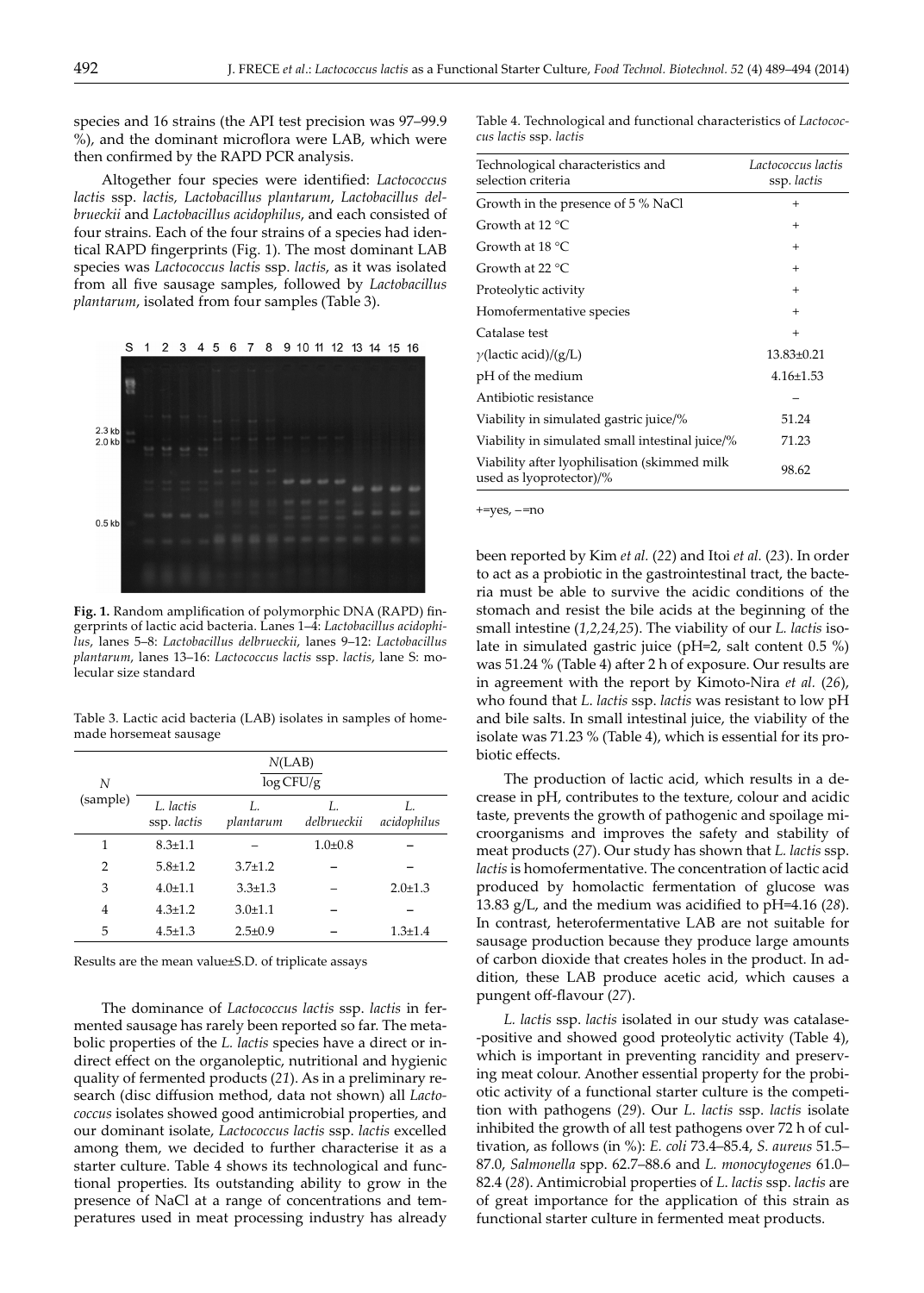species and 16 strains (the API test precision was 97–99.9 %), and the dominant microflora were LAB, which were then confirmed by the RAPD PCR analysis.

Altogether four species were identified: *Lactococcus lactis* ssp. *lactis, Lactobacillus plantarum, Lactobacillus delbrueckii* and *Lactobacillus acidophilus*, and each consisted of four strains. Each of the four strains of a species had identical RAPD fingerprints (Fig. 1). The most dominant LAB species was *Lactococcus lactis* ssp. *lactis*, as it was isolated from all five sausage samples, followed by *Lactobacillus plantarum*, isolated from four samples (Table 3).

**Fig. 1.** Random amplification of polymorphic DNA (RAPD) fingerprints of lactic acid bacteria. Lanes 1–4: *Lactobacillus acidophilus*, lanes 5–8: *Lactobacillus delbrueckii*, lanes 9–12: *Lactobacillus plantarum*, lanes 13–16: *Lactococcus lactis* ssp. *lactis*, lane S: molecular size standard

Table 3. Lactic acid bacteria (LAB) isolates in samples of homemade horsemeat sausage

| N (sample) | N(LAB) / log CFU/g | | | |
|---|---|---|---|---|
| | *L. lactis* ssp. *lactis* | *L. plantarum* | *L. delbrueckii* | *L. acidophilus* |
| 1 | 8.3±1.1 | – | 1.0±0.8 | – |
| 2 | 5.8±1.2 | 3.7±1.2 | – | – |
| 3 | 4.0±1.1 | 3.3±1.3 | – | 2.0±1.3 |
| 4 | 4.3±1.2 | 3.0±1.1 | – | – |
| 5 | 4.5±1.3 | 2.5±0.9 | – | 1.3±1.4 |

Results are the mean value±S.D. of triplicate assays

The dominance of *Lactococcus lactis* ssp. *lactis* in fermented sausage has rarely been reported so far. The metabolic properties of the *L. lactis* species have a direct or indirect effect on the organoleptic, nutritional and hygienic quality of fermented products (*21*). As in a preliminary research (disc diffusion method, data not shown) all *Lactococcus* isolates showed good antimicrobial properties, and our dominant isolate, *Lactococcus lactis* ssp. *lactis* excelled among them, we decided to further characterise it as a starter culture. Table 4 shows its technological and functional properties. Its outstanding ability to grow in the presence of NaCl at a range of concentrations and temperatures used in meat processing industry has already been reported by Kim *et al.* (*22*) and Itoi *et al.* (*23*). In order to act as a probiotic in the gastrointestinal tract, the bacteria must be able to survive the acidic conditions of the stomach and resist the bile acids at the beginning of the small intestine (*1,2,24,25*). The viability of our *L. lactis* isolate in simulated gastric juice (pH=2, salt content 0.5 %) was 51.24 % (Table 4) after 2 h of exposure. Our results are in agreement with the report by Kimoto-Nira *et al.* (*26*), who found that *L. lactis* ssp. *lactis* was resistant to low pH and bile salts. In small intestinal juice, the viability of the isolate was 71.23 % (Table 4), which is essential for its probiotic effects.

Table 4. Technological and functional characteristics of *Lactococcus lactis* ssp. *lactis*

| Technological characteristics and selection criteria | *Lactococcus lactis* ssp. *lactis* |
|---|---|
| Growth in the presence of 5 % NaCl | + |
| Growth at 12 °C | + |
| Growth at 18 °C | + |
| Growth at 22 °C | + |
| Proteolytic activity | + |
| Homofermentative species | + |
| Catalase test | + |
| $\gamma$(lactic acid)/(g/L) | 13.83±0.21 |
| pH of the medium | 4.16±1.53 |
| Antibiotic resistance | – |
| Viability in simulated gastric juice/% | 51.24 |
| Viability in simulated small intestinal juice/% | 71.23 |
| Viability after lyophilisation (skimmed milk used as lyoprotector)/% | 98.62 |

+=yes, –=no

The production of lactic acid, which results in a decrease in pH, contributes to the texture, colour and acidic taste, prevents the growth of pathogenic and spoilage microorganisms and improves the safety and stability of meat products (*27*). Our study has shown that *L. lactis* ssp. *lactis* is homofermentative. The concentration of lactic acid produced by homolactic fermentation of glucose was 13.83 g/L, and the medium was acidified to pH=4.16 (*28*). In contrast, heterofermentative LAB are not suitable for sausage production because they produce large amounts of carbon dioxide that creates holes in the product. In addition, these LAB produce acetic acid, which causes a pungent off-flavour (*27*).

*L. lactis* ssp. *lactis* isolated in our study was catalase-positive and showed good proteolytic activity (Table 4), which is important in preventing rancidity and preserving meat colour. Another essential property for the probiotic activity of a functional starter culture is the competition with pathogens (*29*). Our *L. lactis* ssp. *lactis* isolate inhibited the growth of all test pathogens over 72 h of cultivation, as follows (in %): *E. coli* 73.4–85.4, *S. aureus* 51.5–87.0, *Salmonella* spp. 62.7–88.6 and *L. monocytogenes* 61.0–82.4 (*28*). Antimicrobial properties of *L. lactis* ssp. *lactis* are of great importance for the application of this strain as functional starter culture in fermented meat products.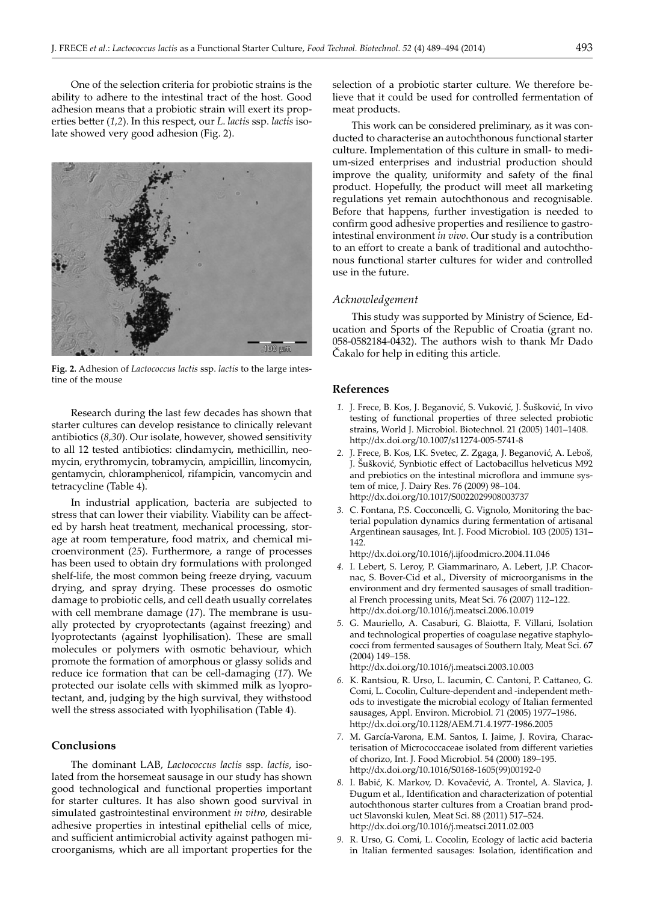One of the selection criteria for probiotic strains is the ability to adhere to the intestinal tract of the host. Good adhesion means that a probiotic strain will exert its properties better (*1,2*). In this respect, our *L. lactis* ssp. *lactis* isolate showed very good adhesion (Fig. 2).

**Fig. 2.** Adhesion of *Lactococcus lactis* ssp. *lactis* to the large intestine of the mouse

Research during the last few decades has shown that starter cultures can develop resistance to clinically relevant antibiotics (*8,30*). Our isolate, however, showed sensitivity to all 12 tested antibiotics: clindamycin, methicillin, neomycin, erythromycin, tobramycin, ampicillin, lincomycin, gentamycin, chloramphenicol, rifampicin, vancomycin and tetracycline (Table 4).

In industrial application, bacteria are subjected to stress that can lower their viability. Viability can be affected by harsh heat treatment, mechanical processing, storage at room temperature, food matrix, and chemical microenvironment (*25*). Furthermore, a range of processes has been used to obtain dry formulations with prolonged shelf-life, the most common being freeze drying, vacuum drying, and spray drying. These processes do osmotic damage to probiotic cells, and cell death usually correlates with cell membrane damage (*17*). The membrane is usually protected by cryoprotectants (against freezing) and lyoprotectants (against lyophilisation). These are small molecules or polymers with osmotic behaviour, which promote the formation of amorphous or glassy solids and reduce ice formation that can be cell-damaging (*17*). We protected our isolate cells with skimmed milk as lyoprotectant, and, judging by the high survival, they withstood well the stress associated with lyophilisation (Table 4).

## Conclusions

The dominant LAB, *Lactococcus lactis* ssp. *lactis*, isolated from the horsemeat sausage in our study has shown good technological and functional properties important for starter cultures. It has also shown good survival in simulated gastrointestinal environment *in vitro*, desirable adhesive properties in intestinal epithelial cells of mice, and sufficient antimicrobial activity against pathogen microorganisms, which are all important properties for the selection of a probiotic starter culture. We therefore believe that it could be used for controlled fermentation of meat products.

This work can be considered preliminary, as it was conducted to characterise an autochthonous functional starter culture. Implementation of this culture in small- to medium-sized enterprises and industrial production should improve the quality, uniformity and safety of the final product. Hopefully, the product will meet all marketing regulations yet remain autochthonous and recognisable. Before that happens, further investigation is needed to confirm good adhesive properties and resilience to gastrointestinal environment *in vivo*. Our study is a contribution to an effort to create a bank of traditional and autochthonous functional starter cultures for wider and controlled use in the future.

### *Acknowledgement*

This study was supported by Ministry of Science, Education and Sports of the Republic of Croatia (grant no. 058-0582184-0432). The authors wish to thank Mr Dado Čakalo for help in editing this article.

## References

1. J. Frece, B. Kos, J. Beganović, S. Vuković, J. Šušković, In vivo testing of functional properties of three selected probiotic strains, World J. Microbiol. Biotechnol. 21 (2005) 1401–1408. http://dx.doi.org/10.1007/s11274-005-5741-8
2. J. Frece, B. Kos, I.K. Svetec, Z. Zgaga, J. Beganović, A. Leboš, J. Šušković, Synbiotic effect of Lactobacillus helveticus M92 and prebiotics on the intestinal microflora and immune system of mice, J. Dairy Res. 76 (2009) 98–104. http://dx.doi.org/10.1017/S0022029908003737
3. C. Fontana, P.S. Cocconcelli, G. Vignolo, Monitoring the bacterial population dynamics during fermentation of artisanal Argentinean sausages, Int. J. Food Microbiol. 103 (2005) 131–142. http://dx.doi.org/10.1016/j.ijfoodmicro.2004.11.046
4. I. Lebert, S. Leroy, P. Giammarinaro, A. Lebert, J.P. Chacornac, S. Bover-Cid et al., Diversity of microorganisms in the environment and dry fermented sausages of small traditional French processing units, Meat Sci. 76 (2007) 112–122. http://dx.doi.org/10.1016/j.meatsci.2006.10.019
5. G. Mauriello, A. Casaburi, G. Blaiotta, F. Villani, Isolation and technological properties of coagulase negative staphylococci from fermented sausages of Southern Italy, Meat Sci. 67 (2004) 149–158. http://dx.doi.org/10.1016/j.meatsci.2003.10.003
6. K. Rantsiou, R. Urso, L. Iacumin, C. Cantoni, P. Cattaneo, G. Comi, L. Cocolin, Culture-dependent and -independent methods to investigate the microbial ecology of Italian fermented sausages, Appl. Environ. Microbiol. 71 (2005) 1977–1986. http://dx.doi.org/10.1128/AEM.71.4.1977-1986.2005
7. M. García-Varona, E.M. Santos, I. Jaime, J. Rovira, Characterisation of Micrococcaceae isolated from different varieties of chorizo, Int. J. Food Microbiol. 54 (2000) 189–195. http://dx.doi.org/10.1016/S0168-1605(99)00192-0
8. I. Babić, K. Markov, D. Kovačević, A. Trontel, A. Slavica, J. Đugum et al., Identification and characterization of potential autochthonous starter cultures from a Croatian brand product Slavonski kulen, Meat Sci. 88 (2011) 517–524. http://dx.doi.org/10.1016/j.meatsci.2011.02.003
9. R. Urso, G. Comi, L. Cocolin, Ecology of lactic acid bacteria in Italian fermented sausages: Isolation, identification and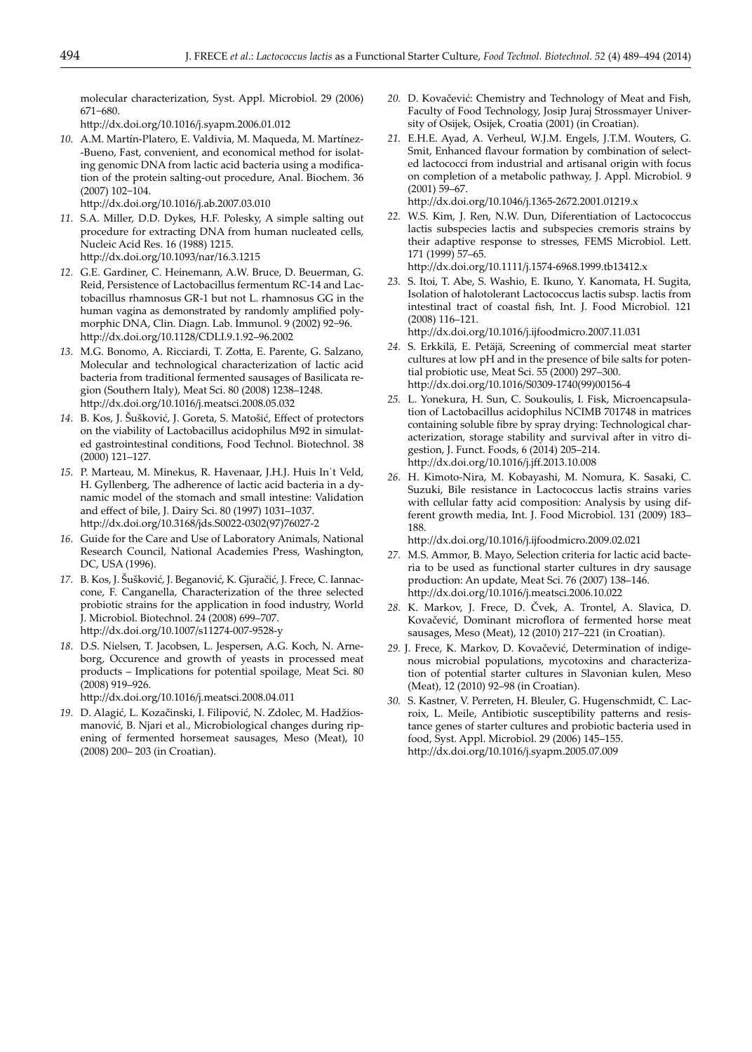molecular characterization, Syst. Appl. Microbiol. 29 (2006) 671–680.
http://dx.doi.org/10.1016/j.syapm.2006.01.012

10. A.M. Martín-Platero, E. Valdivia, M. Maqueda, M. Martínez-Bueno, Fast, convenient, and economical method for isolating genomic DNA from lactic acid bacteria using a modification of the protein salting-out procedure, Anal. Biochem. 36 (2007) 102–104.
http://dx.doi.org/10.1016/j.ab.2007.03.010

11. S.A. Miller, D.D. Dykes, H.F. Polesky, A simple salting out procedure for extracting DNA from human nucleated cells, Nucleic Acid Res. 16 (1988) 1215.
http://dx.doi.org/10.1093/nar/16.3.1215

12. G.E. Gardiner, C. Heinemann, A.W. Bruce, D. Beuerman, G. Reid, Persistence of Lactobacillus fermentum RC-14 and Lactobacillus rhamnosus GR-1 but not L. rhamnosus GG in the human vagina as demonstrated by randomly amplified polymorphic DNA, Clin. Diagn. Lab. Immunol. 9 (2002) 92–96.
http://dx.doi.org/10.1128/CDLI.9.1.92–96.2002

13. M.G. Bonomo, A. Ricciardi, T. Zotta, E. Parente, G. Salzano, Molecular and technological characterization of lactic acid bacteria from traditional fermented sausages of Basilicata region (Southern Italy), Meat Sci. 80 (2008) 1238–1248.
http://dx.doi.org/10.1016/j.meatsci.2008.05.032

14. B. Kos, J. Šušković, J. Goreta, S. Matošić, Effect of protectors on the viability of Lactobacillus acidophilus M92 in simulated gastrointestinal conditions, Food Technol. Biotechnol. 38 (2000) 121–127.

15. P. Marteau, M. Minekus, R. Havenaar, J.H.J. Huis In't Veld, H. Gyllenberg, The adherence of lactic acid bacteria in a dynamic model of the stomach and small intestine: Validation and effect of bile, J. Dairy Sci. 80 (1997) 1031–1037.
http://dx.doi.org/10.3168/jds.S0022-0302(97)76027-2

16. Guide for the Care and Use of Laboratory Animals, National Research Council, National Academies Press, Washington, DC, USA (1996).

17. B. Kos, J. Šušković, J. Beganović, K. Gjuračić, J. Frece, C. Iannaccone, F. Canganella, Characterization of the three selected probiotic strains for the application in food industry, World J. Microbiol. Biotechnol. 24 (2008) 699–707.
http://dx.doi.org/10.1007/s11274-007-9528-y

18. D.S. Nielsen, T. Jacobsen, L. Jespersen, A.G. Koch, N. Arneborg, Occurence and growth of yeasts in processed meat products – Implications for potential spoilage, Meat Sci. 80 (2008) 919–926.
http://dx.doi.org/10.1016/j.meatsci.2008.04.011

19. D. Alagić, L. Kozačinski, I. Filipović, N. Zdolec, M. Hadžiosmanović, B. Njari et al., Microbiological changes during ripening of fermented horsemeat sausages, Meso (Meat), 10 (2008) 200– 203 (in Croatian).

20. D. Kovačević: Chemistry and Technology of Meat and Fish, Faculty of Food Technology, Josip Juraj Strossmayer University of Osijek, Osijek, Croatia (2001) (in Croatian).

21. E.H.E. Ayad, A. Verheul, W.J.M. Engels, J.T.M. Wouters, G. Smit, Enhanced flavour formation by combination of selected lactococci from industrial and artisanal origin with focus on completion of a metabolic pathway, J. Appl. Microbiol. 9 (2001) 59–67.
http://dx.doi.org/10.1046/j.1365-2672.2001.01219.x

22. W.S. Kim, J. Ren, N.W. Dun, Diferentiation of Lactococcus lactis subspecies lactis and subspecies cremoris strains by their adaptive response to stresses, FEMS Microbiol. Lett. 171 (1999) 57–65.
http://dx.doi.org/10.1111/j.1574-6968.1999.tb13412.x

23. S. Itoi, T. Abe, S. Washio, E. Ikuno, Y. Kanomata, H. Sugita, Isolation of halotolerant Lactococcus lactis subsp. lactis from intestinal tract of coastal fish, Int. J. Food Microbiol. 121 (2008) 116–121.
http://dx.doi.org/10.1016/j.ijfoodmicro.2007.11.031

24. S. Erkkilä, E. Petäjä, Screening of commercial meat starter cultures at low pH and in the presence of bile salts for potential probiotic use, Meat Sci. 55 (2000) 297–300.
http://dx.doi.org/10.1016/S0309-1740(99)00156-4

25. L. Yonekura, H. Sun, C. Soukoulis, I. Fisk, Microencapsulation of Lactobacillus acidophilus NCIMB 701748 in matrices containing soluble fibre by spray drying: Technological characterization, storage stability and survival after in vitro digestion, J. Funct. Foods, 6 (2014) 205–214.
http://dx.doi.org/10.1016/j.jff.2013.10.008

26. H. Kimoto-Nira, M. Kobayashi, M. Nomura, K. Sasaki, C. Suzuki, Bile resistance in Lactococcus lactis strains varies with cellular fatty acid composition: Analysis by using different growth media, Int. J. Food Microbiol. 131 (2009) 183–188.
http://dx.doi.org/10.1016/j.ijfoodmicro.2009.02.021

27. M.S. Ammor, B. Mayo, Selection criteria for lactic acid bacteria to be used as functional starter cultures in dry sausage production: An update, Meat Sci. 76 (2007) 138–146.
http://dx.doi.org/10.1016/j.meatsci.2006.10.022

28. K. Markov, J. Frece, D. Čvek, A. Trontel, A. Slavica, D. Kovačević, Dominant microflora of fermented horse meat sausages, Meso (Meat), 12 (2010) 217–221 (in Croatian).

29. J. Frece, K. Markov, D. Kovačević, Determination of indigenous microbial populations, mycotoxins and characterization of potential starter cultures in Slavonian kulen, Meso (Meat), 12 (2010) 92–98 (in Croatian).

30. S. Kastner, V. Perreten, H. Bleuler, G. Hugenschmidt, C. Lacroix, L. Meile, Antibiotic susceptibility patterns and resistance genes of starter cultures and probiotic bacteria used in food, Syst. Appl. Microbiol. 29 (2006) 145–155.
http://dx.doi.org/10.1016/j.syapm.2005.07.009